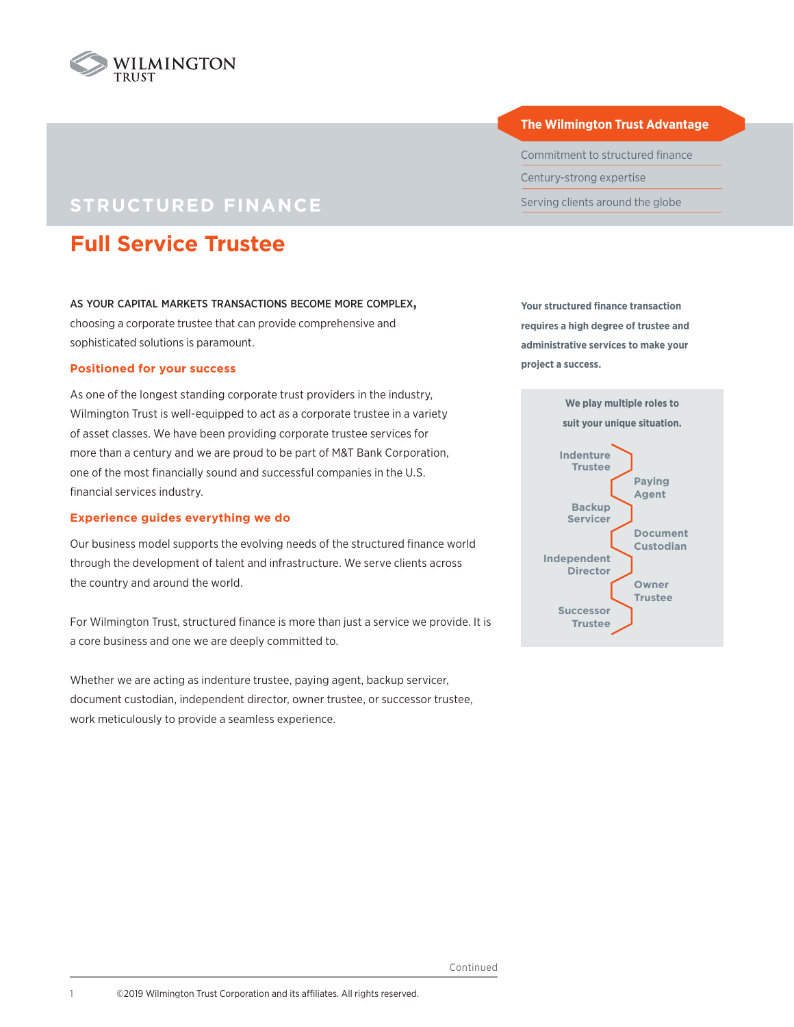# STRUCTURED FINANCE

## Full Service Trustee

**The Wilmington Trust Advantage**

- Commitment to structured finance
- Century-strong expertise
- Serving clients around the globe

AS YOUR CAPITAL MARKETS TRANSACTIONS BECOME MORE COMPLEX, choosing a corporate trustee that can provide comprehensive and sophisticated solutions is paramount.

### Positioned for your success

As one of the longest standing corporate trust providers in the industry, Wilmington Trust is well-equipped to act as a corporate trustee in a variety of asset classes. We have been providing corporate trustee services for more than a century and we are proud to be part of M&T Bank Corporation, one of the most financially sound and successful companies in the U.S. financial services industry.

### Experience guides everything we do

Our business model supports the evolving needs of the structured finance world through the development of talent and infrastructure. We serve clients across the country and around the world.

For Wilmington Trust, structured finance is more than just a service we provide. It is a core business and one we are deeply committed to.

Whether we are acting as indenture trustee, paying agent, backup servicer, document custodian, independent director, owner trustee, or successor trustee, work meticulously to provide a seamless experience.

**Your structured finance transaction requires a high degree of trustee and administrative services to make your project a success.**

**We play multiple roles to suit your unique situation.**

- Indenture Trustee
- Paying Agent
- Backup Servicer
- Document Custodian
- Independent Director
- Owner Trustee
- Successor Trustee

Continued

©2019 Wilmington Trust Corporation and its affiliates. All rights reserved.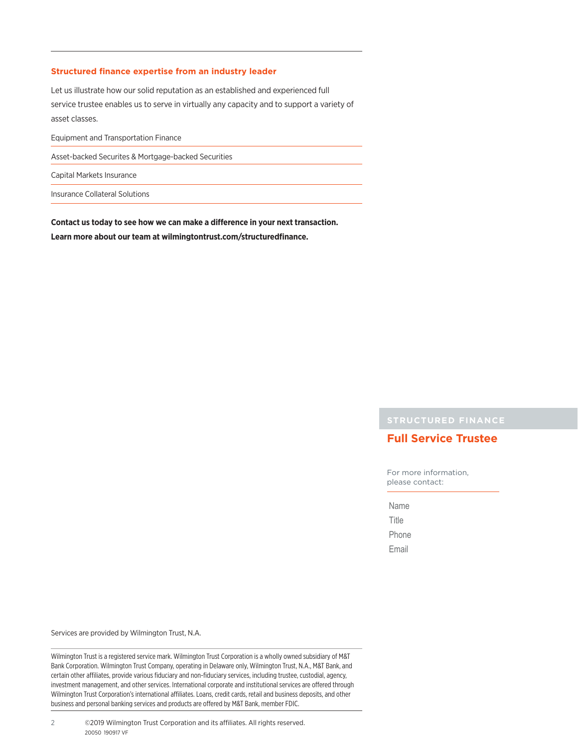## Structured finance expertise from an industry leader

Let us illustrate how our solid reputation as an established and experienced full service trustee enables us to serve in virtually any capacity and to support a variety of asset classes.

- Equipment and Transportation Finance
- Asset-backed Securites & Mortgage-backed Securities
- Capital Markets Insurance
- Insurance Collateral Solutions

**Contact us today to see how we can make a difference in your next transaction. Learn more about our team at wilmingtontrust.com/structuredfinance.**

STRUCTURED FINANCE

## Full Service Trustee

For more information, please contact:

Name
Title
Phone
Email

Services are provided by Wilmington Trust, N.A.

Wilmington Trust is a registered service mark. Wilmington Trust Corporation is a wholly owned subsidiary of M&T Bank Corporation. Wilmington Trust Company, operating in Delaware only, Wilmington Trust, N.A., M&T Bank, and certain other affiliates, provide various fiduciary and non-fiduciary services, including trustee, custodial, agency, investment management, and other services. International corporate and institutional services are offered through Wilmington Trust Corporation's international affiliates. Loans, credit cards, retail and business deposits, and other business and personal banking services and products are offered by M&T Bank, member FDIC.

©2019 Wilmington Trust Corporation and its affiliates. All rights reserved.
20050 190917 VF